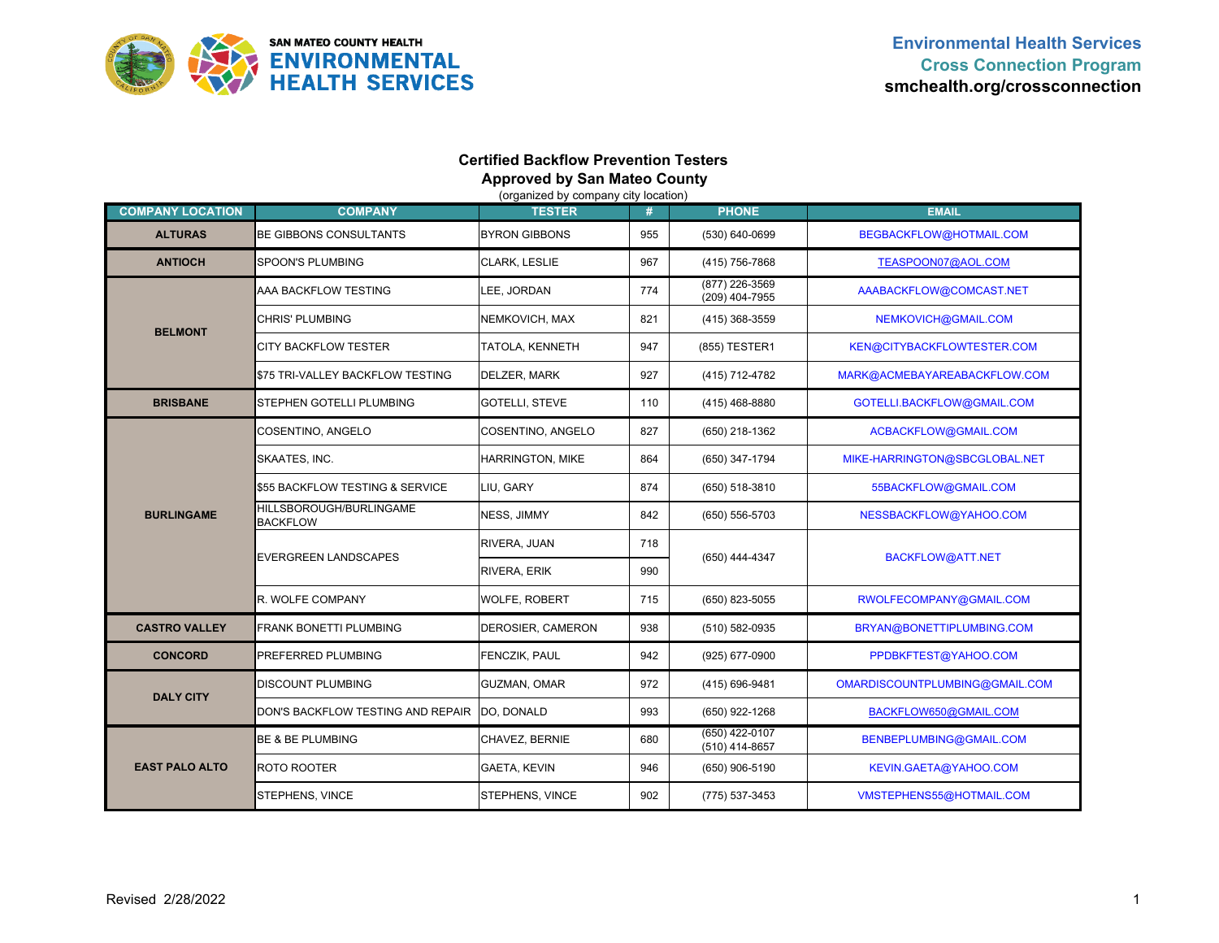SAN MATEO COUNTY HEALTH
ENVIRONMENTAL HEALTH SERVICES

**Environmental Health Services**
**Cross Connection Program**
**smchealth.org/crossconnection**

## Certified Backflow Prevention Testers
## Approved by San Mateo County
(organized by company city location)

| COMPANY LOCATION | COMPANY | TESTER | # | PHONE | EMAIL |
|---|---|---|---|---|---|
| ALTURAS | BE GIBBONS CONSULTANTS | BYRON GIBBONS | 955 | (530) 640-0699 | BEGBACKFLOW@HOTMAIL.COM |
| ANTIOCH | SPOON'S PLUMBING | CLARK, LESLIE | 967 | (415) 756-7868 | TEASPOON07@AOL.COM |
| BELMONT | AAA BACKFLOW TESTING | LEE, JORDAN | 774 | (877) 226-3569<br>(209) 404-7955 | AAABACKFLOW@COMCAST.NET |
| | CHRIS' PLUMBING | NEMKOVICH, MAX | 821 | (415) 368-3559 | NEMKOVICH@GMAIL.COM |
| | CITY BACKFLOW TESTER | TATOLA, KENNETH | 947 | (855) TESTER1 | KEN@CITYBACKFLOWTESTER.COM |
| | $75 TRI-VALLEY BACKFLOW TESTING | DELZER, MARK | 927 | (415) 712-4782 | MARK@ACMEBAYAREABACKFLOW.COM |
| BRISBANE | STEPHEN GOTELLI PLUMBING | GOTELLI, STEVE | 110 | (415) 468-8880 | GOTELLI.BACKFLOW@GMAIL.COM |
| BURLINGAME | COSENTINO, ANGELO | COSENTINO, ANGELO | 827 | (650) 218-1362 | ACBACKFLOW@GMAIL.COM |
| | SKAATES, INC. | HARRINGTON, MIKE | 864 | (650) 347-1794 | MIKE-HARRINGTON@SBCGLOBAL.NET |
| | $55 BACKFLOW TESTING & SERVICE | LIU, GARY | 874 | (650) 518-3810 | 55BACKFLOW@GMAIL.COM |
| | HILLSBOROUGH/BURLINGAME BACKFLOW | NESS, JIMMY | 842 | (650) 556-5703 | NESSBACKFLOW@YAHOO.COM |
| | EVERGREEN LANDSCAPES | RIVERA, JUAN | 718 | (650) 444-4347 | BACKFLOW@ATT.NET |
| | | RIVERA, ERIK | 990 | | |
| | R. WOLFE COMPANY | WOLFE, ROBERT | 715 | (650) 823-5055 | RWOLFECOMPANY@GMAIL.COM |
| CASTRO VALLEY | FRANK BONETTI PLUMBING | DEROSIER, CAMERON | 938 | (510) 582-0935 | BRYAN@BONETTIPLUMBING.COM |
| CONCORD | PREFERRED PLUMBING | FENCZIK, PAUL | 942 | (925) 677-0900 | PPDBKFTEST@YAHOO.COM |
| DALY CITY | DISCOUNT PLUMBING | GUZMAN, OMAR | 972 | (415) 696-9481 | OMARDISCOUNTPLUMBING@GMAIL.COM |
| | DON'S BACKFLOW TESTING AND REPAIR | DO, DONALD | 993 | (650) 922-1268 | BACKFLOW650@GMAIL.COM |
| EAST PALO ALTO | BE & BE PLUMBING | CHAVEZ, BERNIE | 680 | (650) 422-0107<br>(510) 414-8657 | BENBEPLUMBING@GMAIL.COM |
| | ROTO ROOTER | GAETA, KEVIN | 946 | (650) 906-5190 | KEVIN.GAETA@YAHOO.COM |
| | STEPHENS, VINCE | STEPHENS, VINCE | 902 | (775) 537-3453 | VMSTEPHENS55@HOTMAIL.COM |

Revised 2/28/2022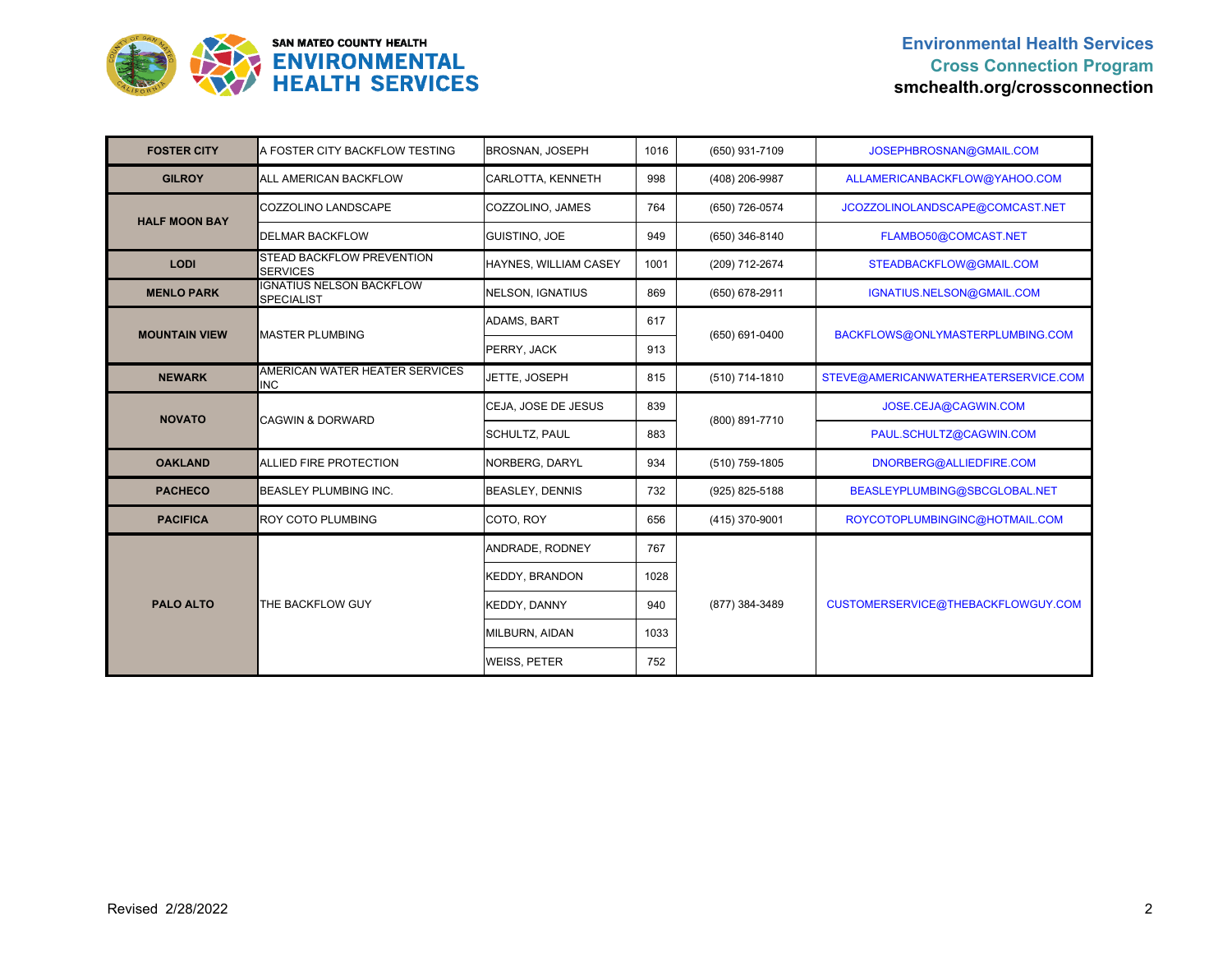| | | | | | |
|---|---|---|---|---|---|
| **FOSTER CITY** | A FOSTER CITY BACKFLOW TESTING | BROSNAN, JOSEPH | 1016 | (650) 931-7109 | JOSEPHBROSNAN@GMAIL.COM |
| **GILROY** | ALL AMERICAN BACKFLOW | CARLOTTA, KENNETH | 998 | (408) 206-9987 | ALLAMERICANBACKFLOW@YAHOO.COM |
| **HALF MOON BAY** | COZZOLINO LANDSCAPE | COZZOLINO, JAMES | 764 | (650) 726-0574 | JCOZZOLINOLANDSCAPE@COMCAST.NET |
| | DELMAR BACKFLOW | GUISTINO, JOE | 949 | (650) 346-8140 | FLAMBO50@COMCAST.NET |
| **LODI** | STEAD BACKFLOW PREVENTION SERVICES | HAYNES, WILLIAM CASEY | 1001 | (209) 712-2674 | STEADBACKFLOW@GMAIL.COM |
| **MENLO PARK** | IGNATIUS NELSON BACKFLOW SPECIALIST | NELSON, IGNATIUS | 869 | (650) 678-2911 | IGNATIUS.NELSON@GMAIL.COM |
| **MOUNTAIN VIEW** | MASTER PLUMBING | ADAMS, BART | 617 | (650) 691-0400 | BACKFLOWS@ONLYMASTERPLUMBING.COM |
| | | PERRY, JACK | 913 | | |
| **NEWARK** | AMERICAN WATER HEATER SERVICES INC | JETTE, JOSEPH | 815 | (510) 714-1810 | STEVE@AMERICANWATERHEATERSERVICE.COM |
| **NOVATO** | CAGWIN & DORWARD | CEJA, JOSE DE JESUS | 839 | (800) 891-7710 | JOSE.CEJA@CAGWIN.COM |
| | | SCHULTZ, PAUL | 883 | | PAUL.SCHULTZ@CAGWIN.COM |
| **OAKLAND** | ALLIED FIRE PROTECTION | NORBERG, DARYL | 934 | (510) 759-1805 | DNORBERG@ALLIEDFIRE.COM |
| **PACHECO** | BEASLEY PLUMBING INC. | BEASLEY, DENNIS | 732 | (925) 825-5188 | BEASLEYPLUMBING@SBCGLOBAL.NET |
| **PACIFICA** | ROY COTO PLUMBING | COTO, ROY | 656 | (415) 370-9001 | ROYCOTOPLUMBINGINC@HOTMAIL.COM |
| **PALO ALTO** | THE BACKFLOW GUY | ANDRADE, RODNEY | 767 | (877) 384-3489 | CUSTOMERSERVICE@THEBACKFLOWGUY.COM |
| | | KEDDY, BRANDON | 1028 | | |
| | | KEDDY, DANNY | 940 | | |
| | | MILBURN, AIDAN | 1033 | | |
| | | WEISS, PETER | 752 | | |

Revised 2/28/2022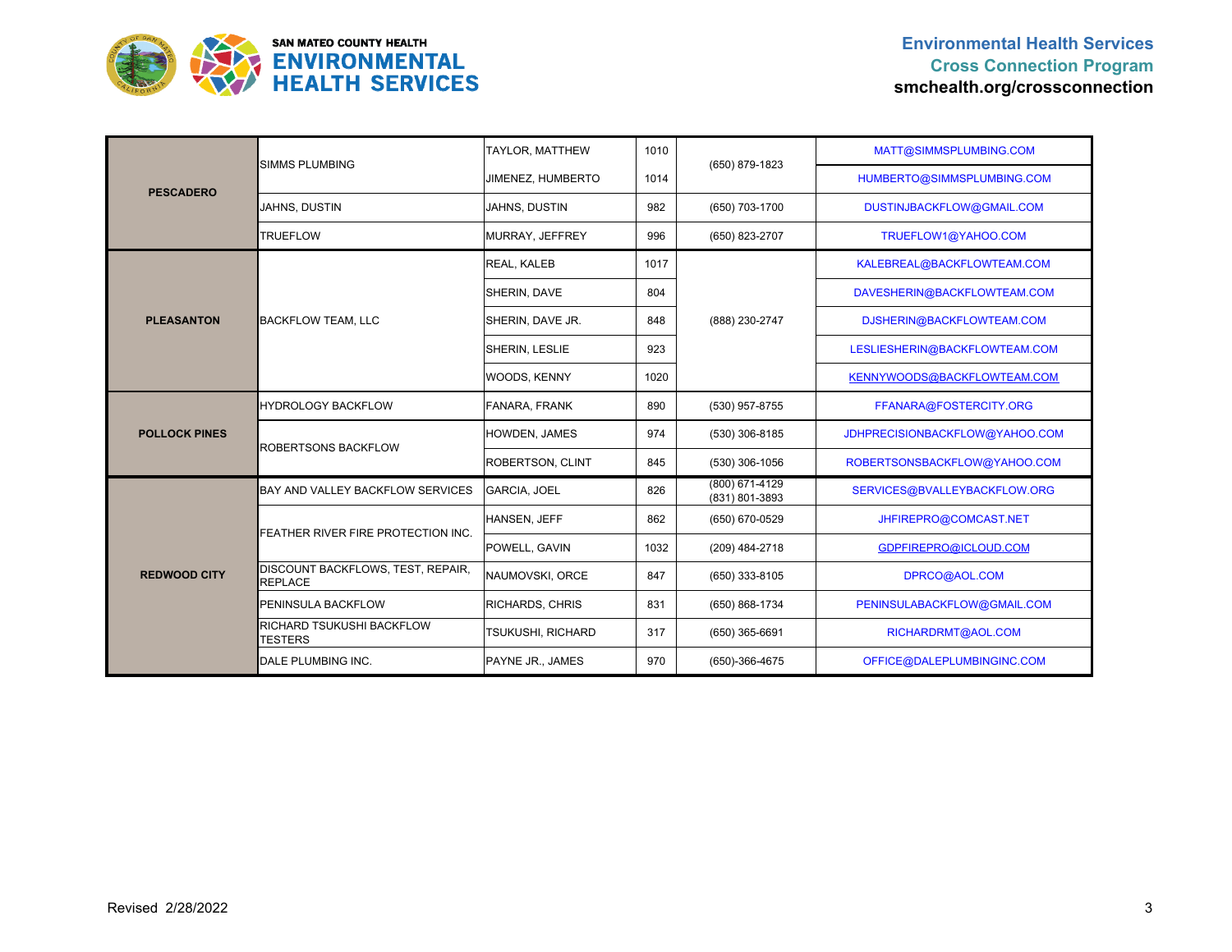| | | | | | |
|---|---|---|---|---|---|
| PESCADERO | SIMMS PLUMBING | TAYLOR, MATTHEW | 1010 | (650) 879-1823 | MATT@SIMMSPLUMBING.COM |
| | | JIMENEZ, HUMBERTO | 1014 | | HUMBERTO@SIMMSPLUMBING.COM |
| | JAHNS, DUSTIN | JAHNS, DUSTIN | 982 | (650) 703-1700 | DUSTINJBACKFLOW@GMAIL.COM |
| | TRUEFLOW | MURRAY, JEFFREY | 996 | (650) 823-2707 | TRUEFLOW1@YAHOO.COM |
| PLEASANTON | BACKFLOW TEAM, LLC | REAL, KALEB | 1017 | (888) 230-2747 | KALEBREAL@BACKFLOWTEAM.COM |
| | | SHERIN, DAVE | 804 | | DAVESHERIN@BACKFLOWTEAM.COM |
| | | SHERIN, DAVE JR. | 848 | | DJSHERIN@BACKFLOWTEAM.COM |
| | | SHERIN, LESLIE | 923 | | LESLIESHERIN@BACKFLOWTEAM.COM |
| | | WOODS, KENNY | 1020 | | KENNYWOODS@BACKFLOWTEAM.COM |
| POLLOCK PINES | HYDROLOGY BACKFLOW | FANARA, FRANK | 890 | (530) 957-8755 | FFANARA@FOSTERCITY.ORG |
| | ROBERTSONS BACKFLOW | HOWDEN, JAMES | 974 | (530) 306-8185 | JDHPRECISIONBACKFLOW@YAHOO.COM |
| | | ROBERTSON, CLINT | 845 | (530) 306-1056 | ROBERTSONSBACKFLOW@YAHOO.COM |
| REDWOOD CITY | BAY AND VALLEY BACKFLOW SERVICES | GARCIA, JOEL | 826 | (800) 671-4129<br>(831) 801-3893 | SERVICES@BVALLEYBACKFLOW.ORG |
| | FEATHER RIVER FIRE PROTECTION INC. | HANSEN, JEFF | 862 | (650) 670-0529 | JHFIREPRO@COMCAST.NET |
| | | POWELL, GAVIN | 1032 | (209) 484-2718 | GDPFIREPRO@ICLOUD.COM |
| | DISCOUNT BACKFLOWS, TEST, REPAIR, REPLACE | NAUMOVSKI, ORCE | 847 | (650) 333-8105 | DPRCO@AOL.COM |
| | PENINSULA BACKFLOW | RICHARDS, CHRIS | 831 | (650) 868-1734 | PENINSULABACKFLOW@GMAIL.COM |
| | RICHARD TSUKUSHI BACKFLOW TESTERS | TSUKUSHI, RICHARD | 317 | (650) 365-6691 | RICHARDRMT@AOL.COM |
| | DALE PLUMBING INC. | PAYNE JR., JAMES | 970 | (650)-366-4675 | OFFICE@DALEPLUMBINGINC.COM |

Revised 2/28/2022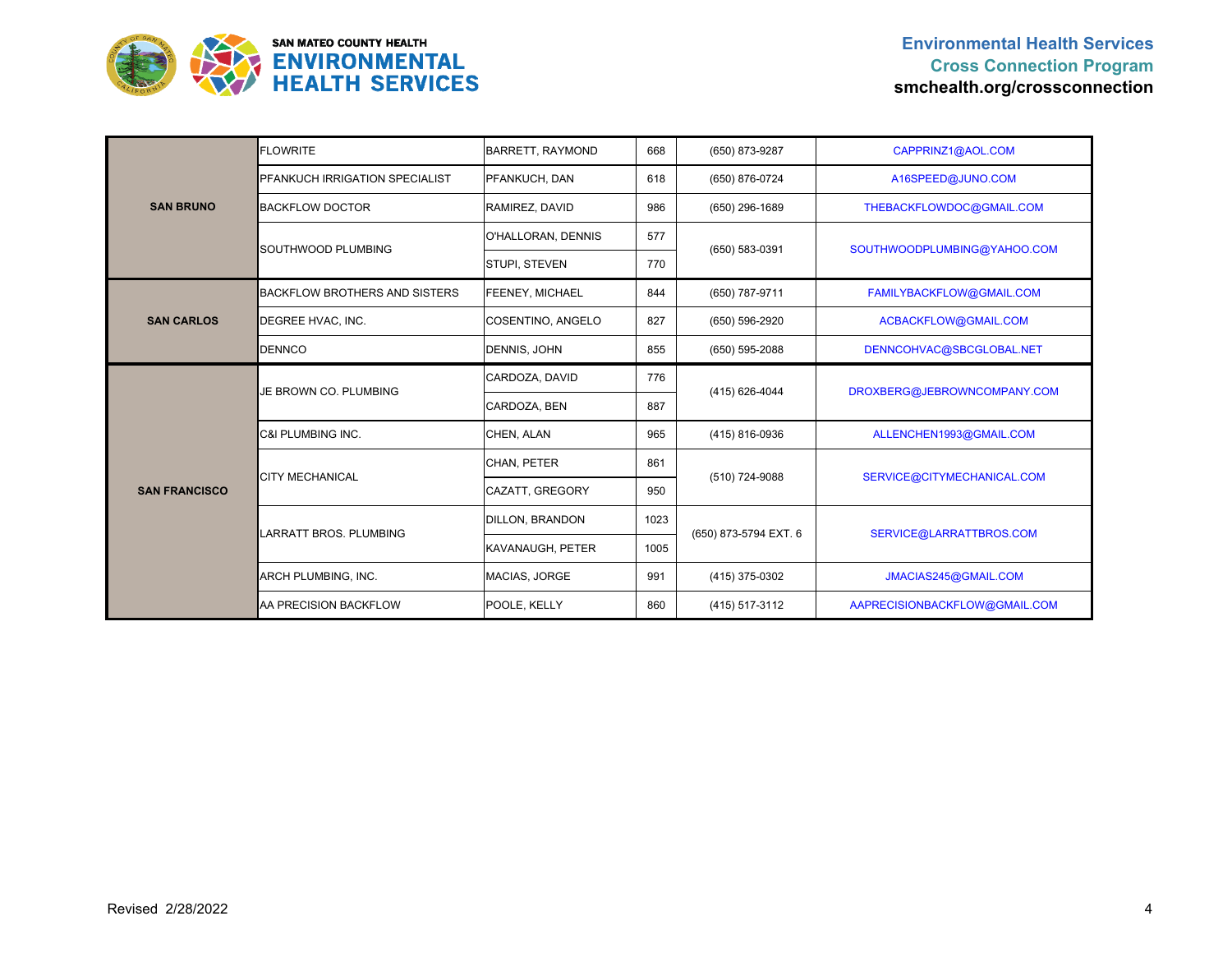| | | | | | |
|---|---|---|---|---|---|
| SAN BRUNO | FLOWRITE | BARRETT, RAYMOND | 668 | (650) 873-9287 | CAPPRINZ1@AOL.COM |
| | PFANKUCH IRRIGATION SPECIALIST | PFANKUCH, DAN | 618 | (650) 876-0724 | A16SPEED@JUNO.COM |
| | BACKFLOW DOCTOR | RAMIREZ, DAVID | 986 | (650) 296-1689 | THEBACKFLOWDOC@GMAIL.COM |
| | SOUTHWOOD PLUMBING | O'HALLORAN, DENNIS | 577 | (650) 583-0391 | SOUTHWOODPLUMBING@YAHOO.COM |
| | | STUPI, STEVEN | 770 | | |
| SAN CARLOS | BACKFLOW BROTHERS AND SISTERS | FEENEY, MICHAEL | 844 | (650) 787-9711 | FAMILYBACKFLOW@GMAIL.COM |
| | DEGREE HVAC, INC. | COSENTINO, ANGELO | 827 | (650) 596-2920 | ACBACKFLOW@GMAIL.COM |
| | DENNCO | DENNIS, JOHN | 855 | (650) 595-2088 | DENNCOHVAC@SBCGLOBAL.NET |
| SAN FRANCISCO | JE BROWN CO. PLUMBING | CARDOZA, DAVID | 776 | (415) 626-4044 | DROXBERG@JEBROWNCOMPANY.COM |
| | | CARDOZA, BEN | 887 | | |
| | C&I PLUMBING INC. | CHEN, ALAN | 965 | (415) 816-0936 | ALLENCHEN1993@GMAIL.COM |
| | CITY MECHANICAL | CHAN, PETER | 861 | (510) 724-9088 | SERVICE@CITYMECHANICAL.COM |
| | | CAZATT, GREGORY | 950 | | |
| | LARRATT BROS. PLUMBING | DILLON, BRANDON | 1023 | (650) 873-5794 EXT. 6 | SERVICE@LARRATTBROS.COM |
| | | KAVANAUGH, PETER | 1005 | | |
| | ARCH PLUMBING, INC. | MACIAS, JORGE | 991 | (415) 375-0302 | JMACIAS245@GMAIL.COM |
| | AA PRECISION BACKFLOW | POOLE, KELLY | 860 | (415) 517-3112 | AAPRECISIONBACKFLOW@GMAIL.COM |

Revised 2/28/2022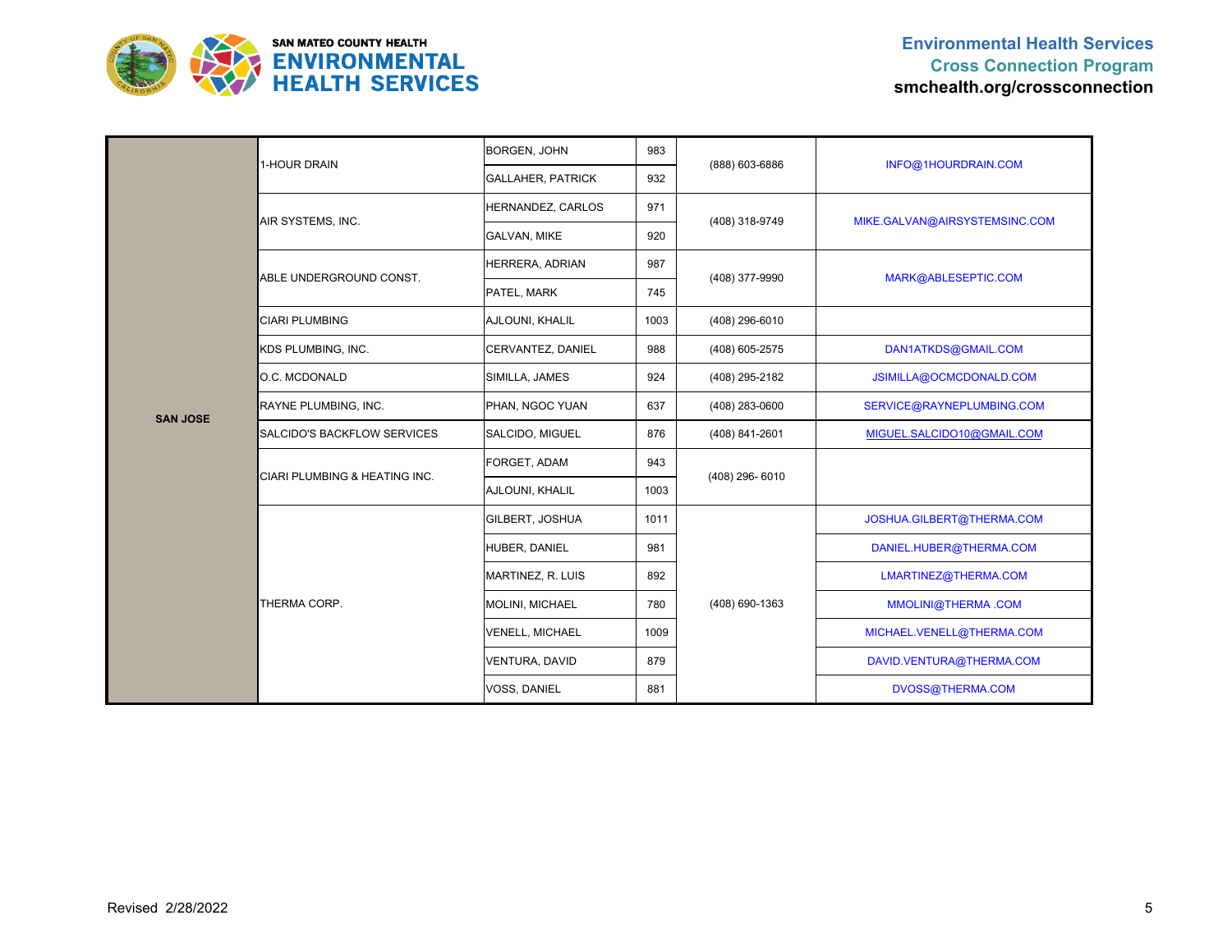| | | | | | |
|---|---|---|---|---|---|
| SAN JOSE | 1-HOUR DRAIN | BORGEN, JOHN | 983 | (888) 603-6886 | INFO@1HOURDRAIN.COM |
| | | GALLAHER, PATRICK | 932 | | |
| | AIR SYSTEMS, INC. | HERNANDEZ, CARLOS | 971 | (408) 318-9749 | MIKE.GALVAN@AIRSYSTEMSINC.COM |
| | | GALVAN, MIKE | 920 | | |
| | ABLE UNDERGROUND CONST. | HERRERA, ADRIAN | 987 | (408) 377-9990 | MARK@ABLESEPTIC.COM |
| | | PATEL, MARK | 745 | | |
| | CIARI PLUMBING | AJLOUNI, KHALIL | 1003 | (408) 296-6010 | |
| | KDS PLUMBING, INC. | CERVANTEZ, DANIEL | 988 | (408) 605-2575 | DAN1ATKDS@GMAIL.COM |
| | O.C. MCDONALD | SIMILLA, JAMES | 924 | (408) 295-2182 | JSIMILLA@OCMCDONALD.COM |
| | RAYNE PLUMBING, INC. | PHAN, NGOC YUAN | 637 | (408) 283-0600 | SERVICE@RAYNEPLUMBING.COM |
| | SALCIDO'S BACKFLOW SERVICES | SALCIDO, MIGUEL | 876 | (408) 841-2601 | MIGUEL.SALCIDO10@GMAIL.COM |
| | CIARI PLUMBING & HEATING INC. | FORGET, ADAM | 943 | (408) 296- 6010 | |
| | | AJLOUNI, KHALIL | 1003 | | |
| | THERMA CORP. | GILBERT, JOSHUA | 1011 | (408) 690-1363 | JOSHUA.GILBERT@THERMA.COM |
| | | HUBER, DANIEL | 981 | | DANIEL.HUBER@THERMA.COM |
| | | MARTINEZ, R. LUIS | 892 | | LMARTINEZ@THERMA.COM |
| | | MOLINI, MICHAEL | 780 | | MMOLINI@THERMA .COM |
| | | VENELL, MICHAEL | 1009 | | MICHAEL.VENELL@THERMA.COM |
| | | VENTURA, DAVID | 879 | | DAVID.VENTURA@THERMA.COM |
| | | VOSS, DANIEL | 881 | | DVOSS@THERMA.COM |

Revised 2/28/2022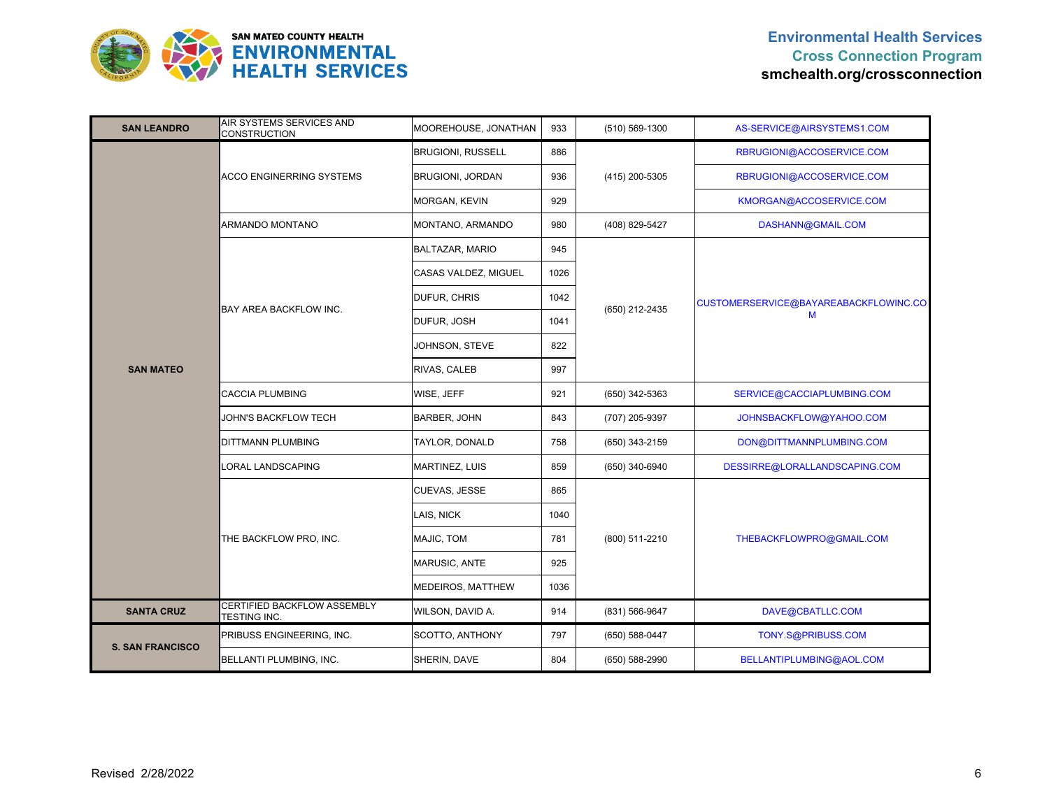| | | | | | |
|---|---|---|---|---|---|
| SAN LEANDRO | AIR SYSTEMS SERVICES AND CONSTRUCTION | MOOREHOUSE, JONATHAN | 933 | (510) 569-1300 | AS-SERVICE@AIRSYSTEMS1.COM |
| SAN MATEO | ACCO ENGINERRING SYSTEMS | BRUGIONI, RUSSELL | 886 | (415) 200-5305 | RBRUGIONI@ACCOSERVICE.COM |
| | | BRUGIONI, JORDAN | 936 | | RBRUGIONI@ACCOSERVICE.COM |
| | | MORGAN, KEVIN | 929 | | KMORGAN@ACCOSERVICE.COM |
| | ARMANDO MONTANO | MONTANO, ARMANDO | 980 | (408) 829-5427 | DASHANN@GMAIL.COM |
| | BAY AREA BACKFLOW INC. | BALTAZAR, MARIO | 945 | (650) 212-2435 | CUSTOMERSERVICE@BAYAREABACKFLOWINC.COM |
| | | CASAS VALDEZ, MIGUEL | 1026 | | |
| | | DUFUR, CHRIS | 1042 | | |
| | | DUFUR, JOSH | 1041 | | |
| | | JOHNSON, STEVE | 822 | | |
| | | RIVAS, CALEB | 997 | | |
| | CACCIA PLUMBING | WISE, JEFF | 921 | (650) 342-5363 | SERVICE@CACCIAPLUMBING.COM |
| | JOHN'S BACKFLOW TECH | BARBER, JOHN | 843 | (707) 205-9397 | JOHNSBACKFLOW@YAHOO.COM |
| | DITTMANN PLUMBING | TAYLOR, DONALD | 758 | (650) 343-2159 | DON@DITTMANNPLUMBING.COM |
| | LORAL LANDSCAPING | MARTINEZ, LUIS | 859 | (650) 340-6940 | DESSIRRE@LORALLANDSCAPING.COM |
| | THE BACKFLOW PRO, INC. | CUEVAS, JESSE | 865 | (800) 511-2210 | THEBACKFLOWPRO@GMAIL.COM |
| | | LAIS, NICK | 1040 | | |
| | | MAJIC, TOM | 781 | | |
| | | MARUSIC, ANTE | 925 | | |
| | | MEDEIROS, MATTHEW | 1036 | | |
| SANTA CRUZ | CERTIFIED BACKFLOW ASSEMBLY TESTING INC. | WILSON, DAVID A. | 914 | (831) 566-9647 | DAVE@CBATLLC.COM |
| S. SAN FRANCISCO | PRIBUSS ENGINEERING, INC. | SCOTTO, ANTHONY | 797 | (650) 588-0447 | TONY.S@PRIBUSS.COM |
| | BELLANTI PLUMBING, INC. | SHERIN, DAVE | 804 | (650) 588-2990 | BELLANTIPLUMBING@AOL.COM |

Revised 2/28/2022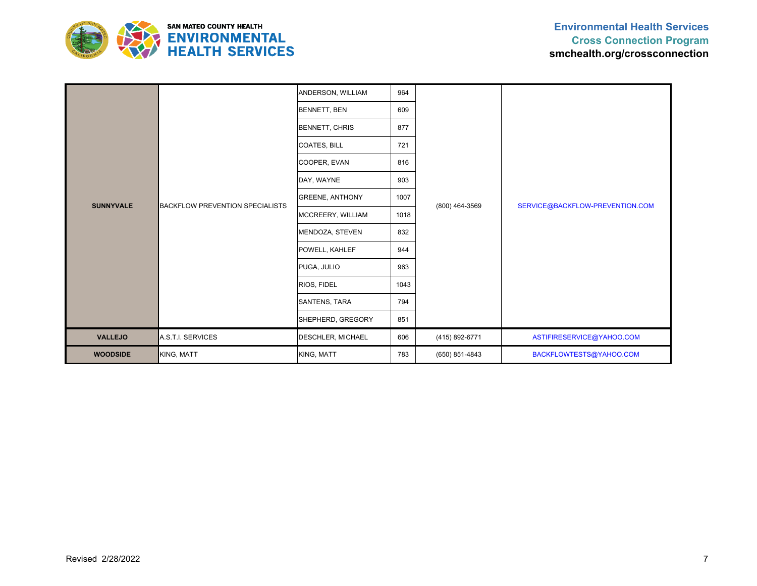| | | | | | |
|---|---|---|---|---|---|
| **SUNNYVALE** | BACKFLOW PREVENTION SPECIALISTS | ANDERSON, WILLIAM | 964 | (800) 464-3569 | SERVICE@BACKFLOW-PREVENTION.COM |
| | | BENNETT, BEN | 609 | | |
| | | BENNETT, CHRIS | 877 | | |
| | | COATES, BILL | 721 | | |
| | | COOPER, EVAN | 816 | | |
| | | DAY, WAYNE | 903 | | |
| | | GREENE, ANTHONY | 1007 | | |
| | | MCCREERY, WILLIAM | 1018 | | |
| | | MENDOZA, STEVEN | 832 | | |
| | | POWELL, KAHLEF | 944 | | |
| | | PUGA, JULIO | 963 | | |
| | | RIOS, FIDEL | 1043 | | |
| | | SANTENS, TARA | 794 | | |
| | | SHEPHERD, GREGORY | 851 | | |
| **VALLEJO** | A.S.T.I. SERVICES | DESCHLER, MICHAEL | 606 | (415) 892-6771 | ASTIFIRESERVICE@YAHOO.COM |
| **WOODSIDE** | KING, MATT | KING, MATT | 783 | (650) 851-4843 | BACKFLOWTESTS@YAHOO.COM |

Revised 2/28/2022